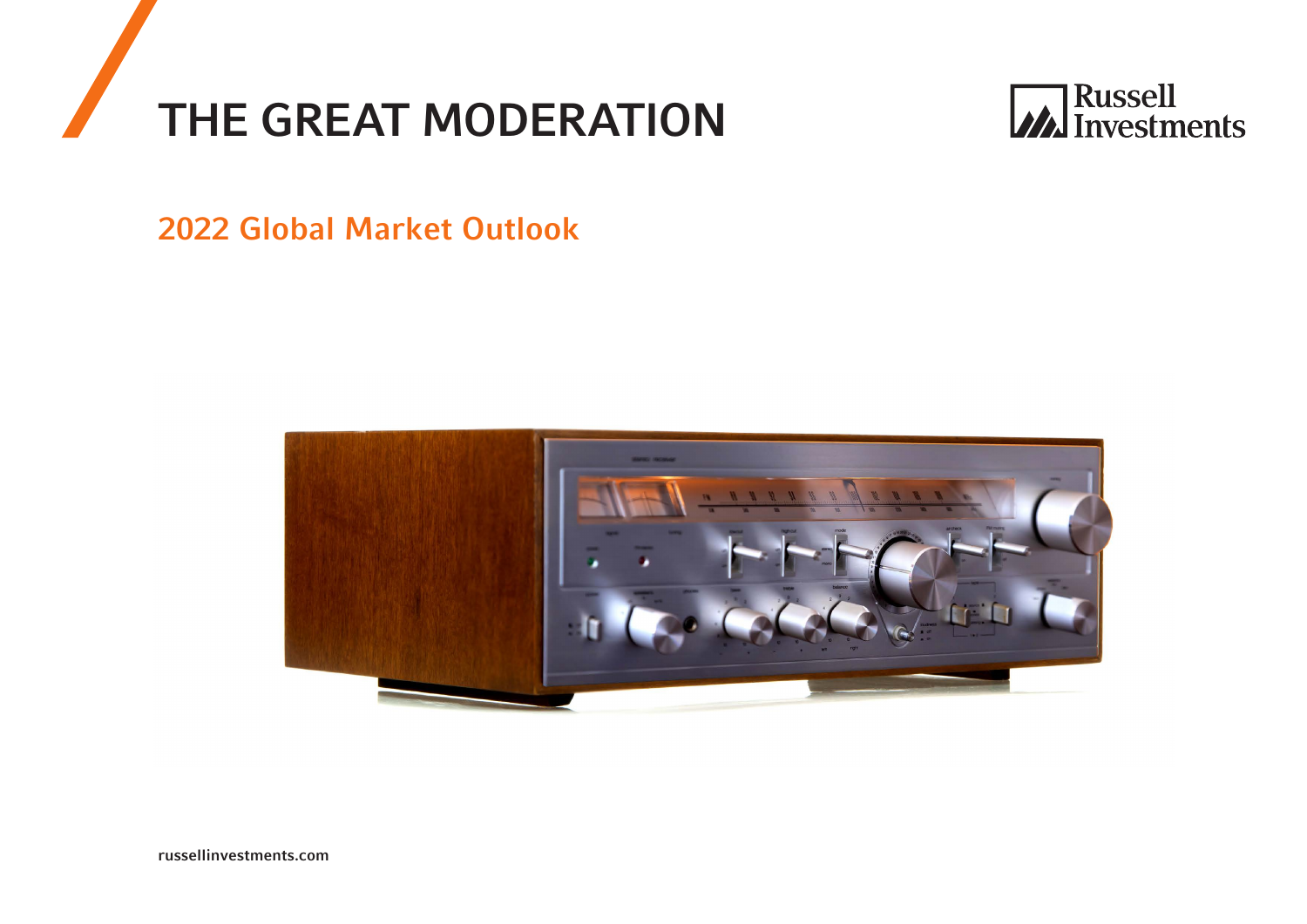# THE GREAT MODERATION

Russell Investments

## 2022 Global Market Outlook

russellinvestments.com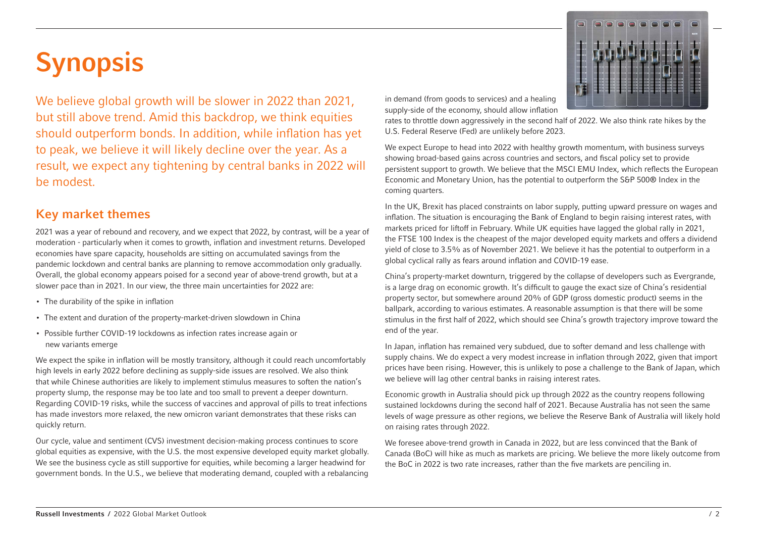# Synopsis

We believe global growth will be slower in 2022 than 2021, but still above trend. Amid this backdrop, we think equities should outperform bonds. In addition, while inflation has yet to peak, we believe it will likely decline over the year. As a result, we expect any tightening by central banks in 2022 will be modest.

## Key market themes

2021 was a year of rebound and recovery, and we expect that 2022, by contrast, will be a year of moderation - particularly when it comes to growth, inflation and investment returns. Developed economies have spare capacity, households are sitting on accumulated savings from the pandemic lockdown and central banks are planning to remove accommodation only gradually. Overall, the global economy appears poised for a second year of above-trend growth, but at a slower pace than in 2021. In our view, the three main uncertainties for 2022 are:

- The durability of the spike in inflation
- The extent and duration of the property-market-driven slowdown in China
- Possible further COVID-19 lockdowns as infection rates increase again or new variants emerge

We expect the spike in inflation will be mostly transitory, although it could reach uncomfortably high levels in early 2022 before declining as supply-side issues are resolved. We also think that while Chinese authorities are likely to implement stimulus measures to soften the nation's property slump, the response may be too late and too small to prevent a deeper downturn. Regarding COVID-19 risks, while the success of vaccines and approval of pills to treat infections has made investors more relaxed, the new omicron variant demonstrates that these risks can quickly return.

Our cycle, value and sentiment (CVS) investment decision-making process continues to score global equities as expensive, with the U.S. the most expensive developed equity market globally. We see the business cycle as still supportive for equities, while becoming a larger headwind for government bonds. In the U.S., we believe that moderating demand, coupled with a rebalancing in demand (from goods to services) and a healing supply-side of the economy, should allow inflation rates to throttle down aggressively in the second half of 2022. We also think rate hikes by the U.S. Federal Reserve (Fed) are unlikely before 2023.

We expect Europe to head into 2022 with healthy growth momentum, with business surveys showing broad-based gains across countries and sectors, and fiscal policy set to provide persistent support to growth. We believe that the MSCI EMU Index, which reflects the European Economic and Monetary Union, has the potential to outperform the S&P 500® Index in the coming quarters.

In the UK, Brexit has placed constraints on labor supply, putting upward pressure on wages and inflation. The situation is encouraging the Bank of England to begin raising interest rates, with markets priced for liftoff in February. While UK equities have lagged the global rally in 2021, the FTSE 100 Index is the cheapest of the major developed equity markets and offers a dividend yield of close to 3.5% as of November 2021. We believe it has the potential to outperform in a global cyclical rally as fears around inflation and COVID-19 ease.

China's property-market downturn, triggered by the collapse of developers such as Evergrande, is a large drag on economic growth. It's difficult to gauge the exact size of China's residential property sector, but somewhere around 20% of GDP (gross domestic product) seems in the ballpark, according to various estimates. A reasonable assumption is that there will be some stimulus in the first half of 2022, which should see China's growth trajectory improve toward the end of the year.

In Japan, inflation has remained very subdued, due to softer demand and less challenge with supply chains. We do expect a very modest increase in inflation through 2022, given that import prices have been rising. However, this is unlikely to pose a challenge to the Bank of Japan, which we believe will lag other central banks in raising interest rates.

Economic growth in Australia should pick up through 2022 as the country reopens following sustained lockdowns during the second half of 2021. Because Australia has not seen the same levels of wage pressure as other regions, we believe the Reserve Bank of Australia will likely hold on raising rates through 2022.

We foresee above-trend growth in Canada in 2022, but are less convinced that the Bank of Canada (BoC) will hike as much as markets are pricing. We believe the more likely outcome from the BoC in 2022 is two rate increases, rather than the five markets are penciling in.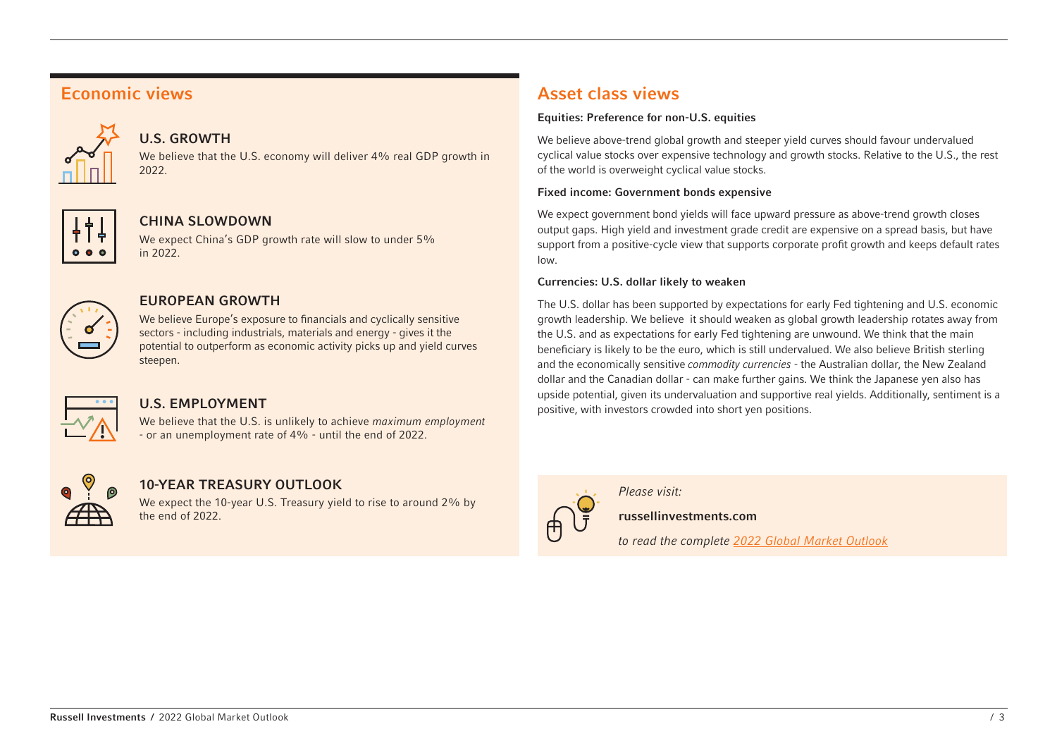## Economic views

### U.S. GROWTH

We believe that the U.S. economy will deliver 4% real GDP growth in 2022.

### CHINA SLOWDOWN

We expect China's GDP growth rate will slow to under 5% in 2022.

### EUROPEAN GROWTH

We believe Europe's exposure to financials and cyclically sensitive sectors - including industrials, materials and energy - gives it the potential to outperform as economic activity picks up and yield curves steepen.

### U.S. EMPLOYMENT

We believe that the U.S. is unlikely to achieve *maximum employment* - or an unemployment rate of 4% - until the end of 2022.

### 10-YEAR TREASURY OUTLOOK

We expect the 10-year U.S. Treasury yield to rise to around 2% by the end of 2022.

## Asset class views

**Equities: Preference for non-U.S. equities**

We believe above-trend global growth and steeper yield curves should favour undervalued cyclical value stocks over expensive technology and growth stocks. Relative to the U.S., the rest of the world is overweight cyclical value stocks.

**Fixed income: Government bonds expensive**

We expect government bond yields will face upward pressure as above-trend growth closes output gaps. High yield and investment grade credit are expensive on a spread basis, but have support from a positive-cycle view that supports corporate profit growth and keeps default rates low.

**Currencies: U.S. dollar likely to weaken**

The U.S. dollar has been supported by expectations for early Fed tightening and U.S. economic growth leadership. We believe it should weaken as global growth leadership rotates away from the U.S. and as expectations for early Fed tightening are unwound. We think that the main beneficiary is likely to be the euro, which is still undervalued. We also believe British sterling and the economically sensitive *commodity currencies* - the Australian dollar, the New Zealand dollar and the Canadian dollar - can make further gains. We think the Japanese yen also has upside potential, given its undervaluation and supportive real yields. Additionally, sentiment is a positive, with investors crowded into short yen positions.

*Please visit:*

**russellinvestments.com**

*to read the complete 2022 Global Market Outlook*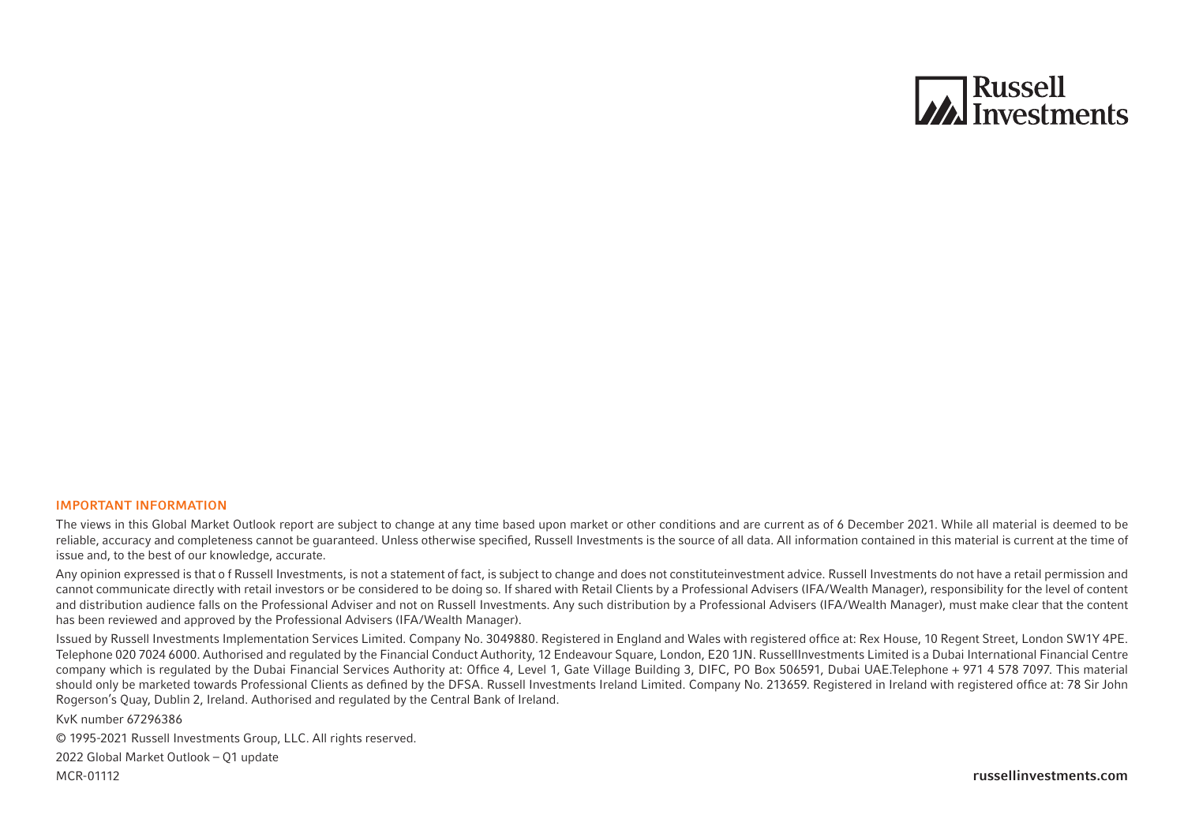Russell Investments

## IMPORTANT INFORMATION

The views in this Global Market Outlook report are subject to change at any time based upon market or other conditions and are current as of 6 December 2021. While all material is deemed to be reliable, accuracy and completeness cannot be guaranteed. Unless otherwise specified, Russell Investments is the source of all data. All information contained in this material is current at the time of issue and, to the best of our knowledge, accurate.

Any opinion expressed is that o f Russell Investments, is not a statement of fact, is subject to change and does not constituteinvestment advice. Russell Investments do not have a retail permission and cannot communicate directly with retail investors or be considered to be doing so. If shared with Retail Clients by a Professional Advisers (IFA/Wealth Manager), responsibility for the level of content and distribution audience falls on the Professional Adviser and not on Russell Investments. Any such distribution by a Professional Advisers (IFA/Wealth Manager), must make clear that the content has been reviewed and approved by the Professional Advisers (IFA/Wealth Manager).

Issued by Russell Investments Implementation Services Limited. Company No. 3049880. Registered in England and Wales with registered office at: Rex House, 10 Regent Street, London SW1Y 4PE. Telephone 020 7024 6000. Authorised and regulated by the Financial Conduct Authority, 12 Endeavour Square, London, E20 1JN. RussellInvestments Limited is a Dubai International Financial Centre company which is regulated by the Dubai Financial Services Authority at: Office 4, Level 1, Gate Village Building 3, DIFC, PO Box 506591, Dubai UAE.Telephone + 971 4 578 7097. This material should only be marketed towards Professional Clients as defined by the DFSA. Russell Investments Ireland Limited. Company No. 213659. Registered in Ireland with registered office at: 78 Sir John Rogerson's Quay, Dublin 2, Ireland. Authorised and regulated by the Central Bank of Ireland.

KvK number 67296386

© 1995-2021 Russell Investments Group, LLC. All rights reserved.

2022 Global Market Outlook – Q1 update

MCR-01112

russellinvestments.com